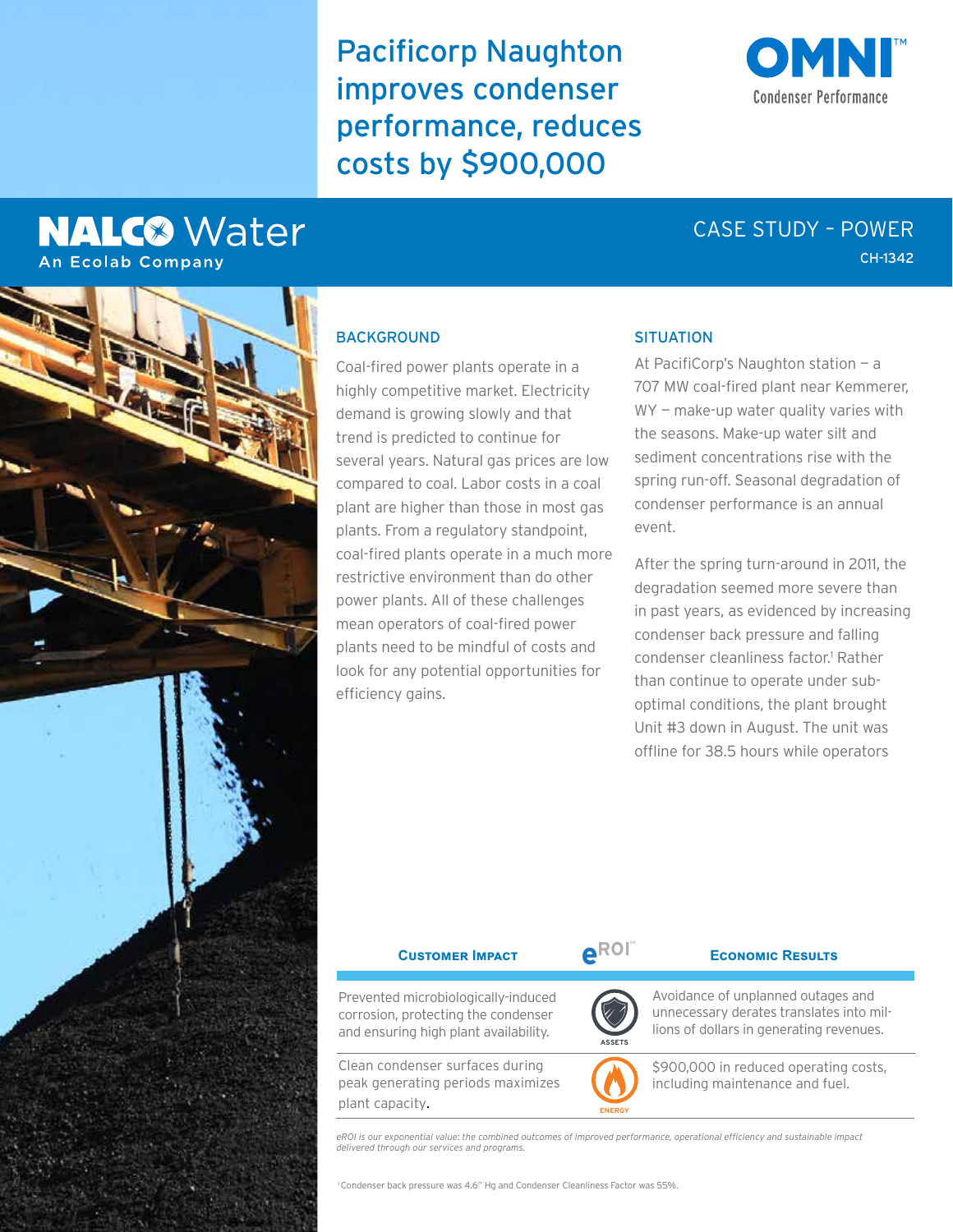# Pacificorp Naughton improves condenser performance, reduces costs by $900,000

OMNI™ Condenser Performance

NALCO Water
An Ecolab Company

CASE STUDY – POWER
CH-1342

## BACKGROUND

Coal-fired power plants operate in a highly competitive market. Electricity demand is growing slowly and that trend is predicted to continue for several years. Natural gas prices are low compared to coal. Labor costs in a coal plant are higher than those in most gas plants. From a regulatory standpoint, coal-fired plants operate in a much more restrictive environment than do other power plants. All of these challenges mean operators of coal-fired power plants need to be mindful of costs and look for any potential opportunities for efficiency gains.

## SITUATION

At PacifiCorp's Naughton station – a 707 MW coal-fired plant near Kemmerer, WY – make-up water quality varies with the seasons. Make-up water silt and sediment concentrations rise with the spring run-off. Seasonal degradation of condenser performance is an annual event.

After the spring turn-around in 2011, the degradation seemed more severe than in past years, as evidenced by increasing condenser back pressure and falling condenser cleanliness factor.[1] Rather than continue to operate under sub-optimal conditions, the plant brought Unit #3 down in August. The unit was offline for 38.5 hours while operators

| Customer Impact | eROI™ | Economic Results |
|---|---|---|
| Prevented microbiologically-induced corrosion, protecting the condenser and ensuring high plant availability. | ASSETS | Avoidance of unplanned outages and unnecessary derates translates into millions of dollars in generating revenues. |
| Clean condenser surfaces during peak generating periods maximizes plant capacity. | ENERGY | $900,000 in reduced operating costs, including maintenance and fuel. |

*eROI is our exponential value: the combined outcomes of improved performance, operational efficiency and sustainable impact delivered through our services and programs.*

[1] Condenser back pressure was 4.6" Hg and Condenser Cleanliness Factor was 55%.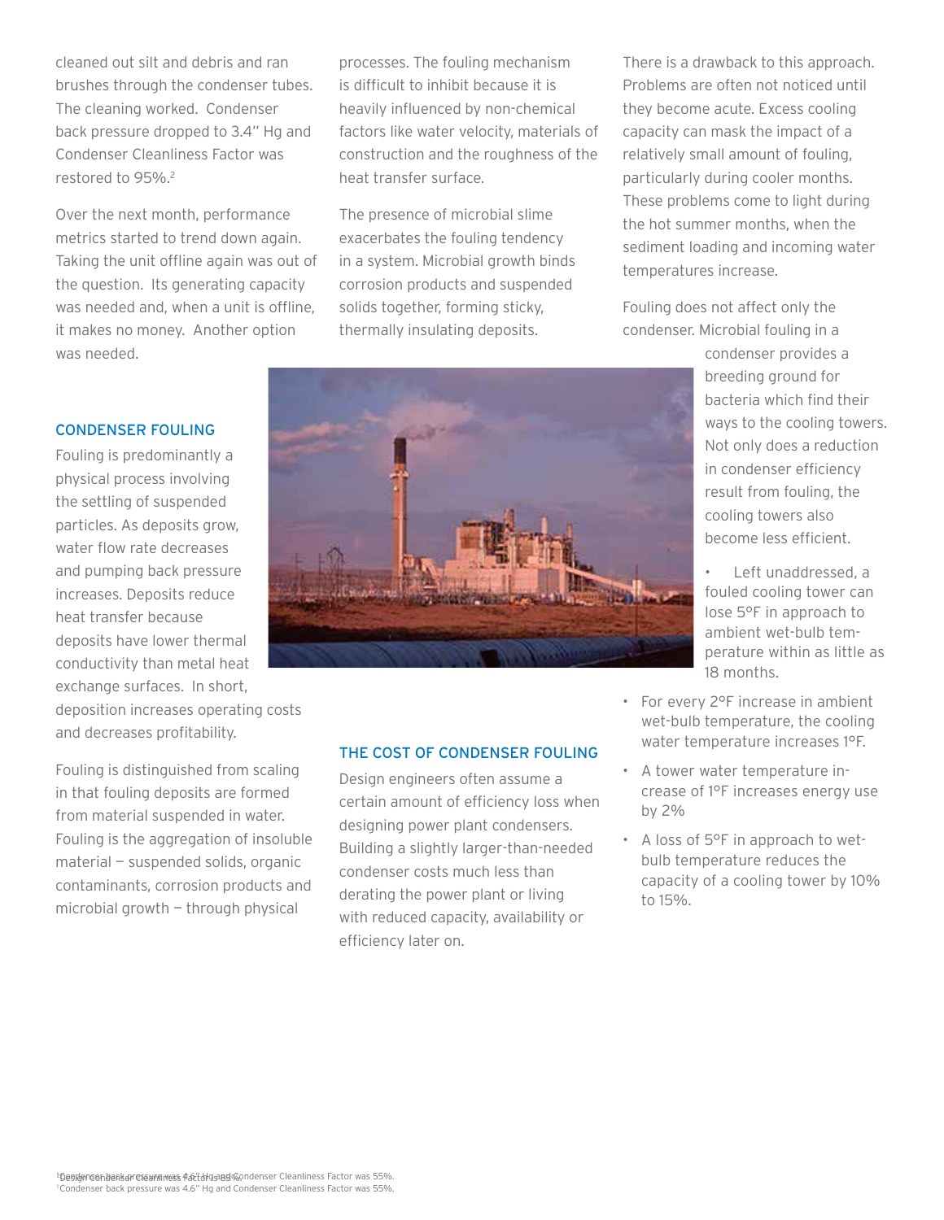cleaned out silt and debris and ran brushes through the condenser tubes. The cleaning worked. Condenser back pressure dropped to 3.4" Hg and Condenser Cleanliness Factor was restored to 95%.[2]

Over the next month, performance metrics started to trend down again. Taking the unit offline again was out of the question. Its generating capacity was needed and, when a unit is offline, it makes no money. Another option was needed.

## CONDENSER FOULING

Fouling is predominantly a physical process involving the settling of suspended particles. As deposits grow, water flow rate decreases and pumping back pressure increases. Deposits reduce heat transfer because deposits have lower thermal conductivity than metal heat exchange surfaces. In short, deposition increases operating costs and decreases profitability.

Fouling is distinguished from scaling in that fouling deposits are formed from material suspended in water. Fouling is the aggregation of insoluble material — suspended solids, organic contaminants, corrosion products and microbial growth — through physical processes. The fouling mechanism is difficult to inhibit because it is heavily influenced by non-chemical factors like water velocity, materials of construction and the roughness of the heat transfer surface.

The presence of microbial slime exacerbates the fouling tendency in a system. Microbial growth binds corrosion products and suspended solids together, forming sticky, thermally insulating deposits.

## THE COST OF CONDENSER FOULING

Design engineers often assume a certain amount of efficiency loss when designing power plant condensers. Building a slightly larger-than-needed condenser costs much less than derating the power plant or living with reduced capacity, availability or efficiency later on.

There is a drawback to this approach. Problems are often not noticed until they become acute. Excess cooling capacity can mask the impact of a relatively small amount of fouling, particularly during cooler months. These problems come to light during the hot summer months, when the sediment loading and incoming water temperatures increase.

Fouling does not affect only the condenser. Microbial fouling in a condenser provides a breeding ground for bacteria which find their ways to the cooling towers. Not only does a reduction in condenser efficiency result from fouling, the cooling towers also become less efficient.

- Left unaddressed, a fouled cooling tower can lose 5°F in approach to ambient wet-bulb temperature within as little as 18 months.
- For every 2°F increase in ambient wet-bulb temperature, the cooling water temperature increases 1°F.
- A tower water temperature increase of 1°F increases energy use by 2%
- A loss of 5°F in approach to wet-bulb temperature reduces the capacity of a cooling tower by 10% to 15%.

[1] Condenser back pressure was 4.6" Hg and Condenser Cleanliness Factor was 55%.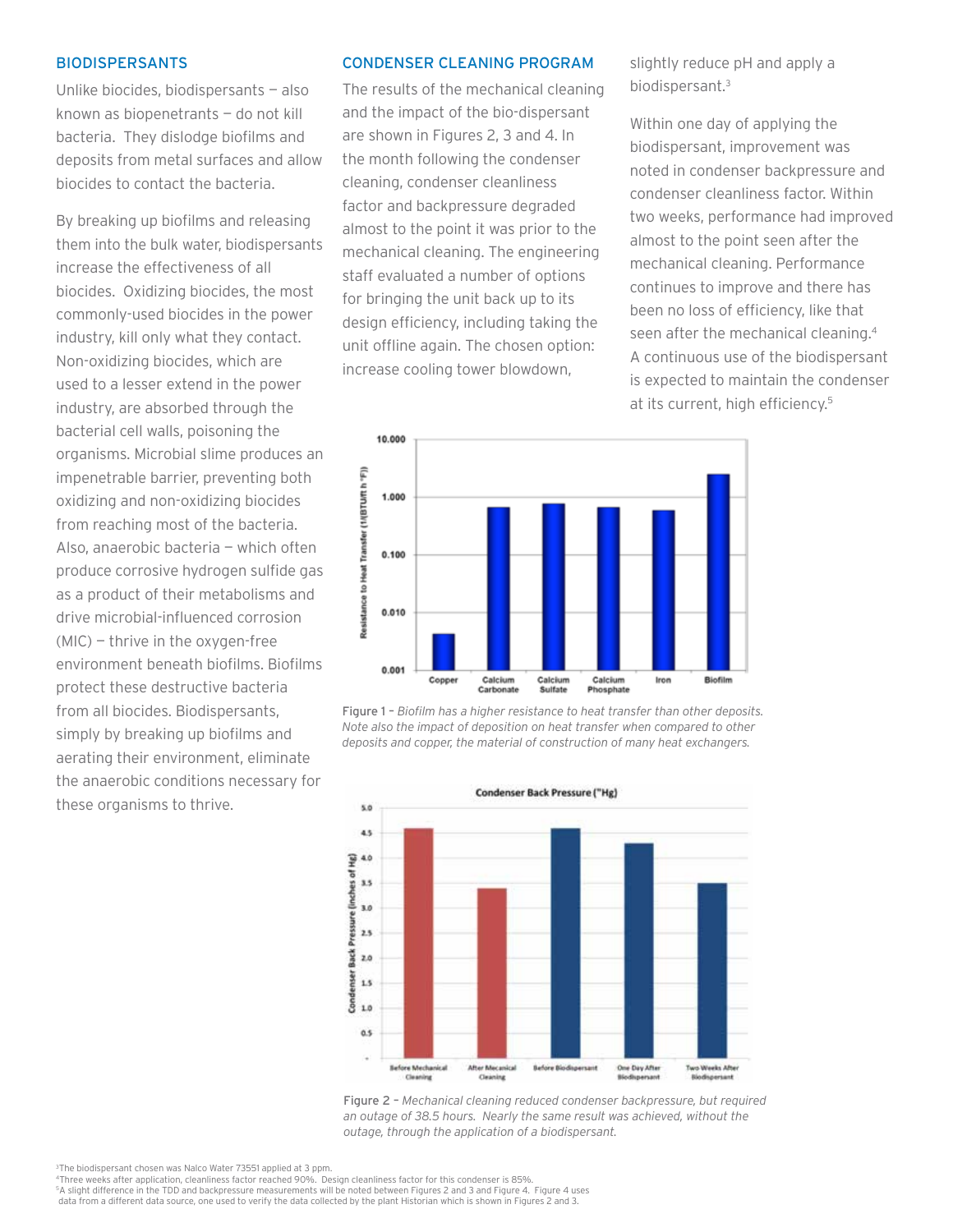## BIODISPERSANTS

Unlike biocides, biodispersants – also known as biopenetrants – do not kill bacteria. They dislodge biofilms and deposits from metal surfaces and allow biocides to contact the bacteria.

By breaking up biofilms and releasing them into the bulk water, biodispersants increase the effectiveness of all biocides. Oxidizing biocides, the most commonly-used biocides in the power industry, kill only what they contact. Non-oxidizing biocides, which are used to a lesser extend in the power industry, are absorbed through the bacterial cell walls, poisoning the organisms. Microbial slime produces an impenetrable barrier, preventing both oxidizing and non-oxidizing biocides from reaching most of the bacteria. Also, anaerobic bacteria – which often produce corrosive hydrogen sulfide gas as a product of their metabolisms and drive microbial-influenced corrosion (MIC) – thrive in the oxygen-free environment beneath biofilms. Biofilms protect these destructive bacteria from all biocides. Biodispersants, simply by breaking up biofilms and aerating their environment, eliminate the anaerobic conditions necessary for these organisms to thrive.

## CONDENSER CLEANING PROGRAM

The results of the mechanical cleaning and the impact of the bio-dispersant are shown in Figures 2, 3 and 4. In the month following the condenser cleaning, condenser cleanliness factor and backpressure degraded almost to the point it was prior to the mechanical cleaning. The engineering staff evaluated a number of options for bringing the unit back up to its design efficiency, including taking the unit offline again. The chosen option: increase cooling tower blowdown, slightly reduce pH and apply a biodispersant.[3]

Within one day of applying the biodispersant, improvement was noted in condenser backpressure and condenser cleanliness factor. Within two weeks, performance had improved almost to the point seen after the mechanical cleaning. Performance continues to improve and there has been no loss of efficiency, like that seen after the mechanical cleaning.[4] A continuous use of the biodispersant is expected to maintain the condenser at its current, high efficiency.[5]

Figure 1 – *Biofilm has a higher resistance to heat transfer than other deposits. Note also the impact of deposition on heat transfer when compared to other deposits and copper, the material of construction of many heat exchangers.*

Figure 2 – *Mechanical cleaning reduced condenser backpressure, but required an outage of 38.5 hours. Nearly the same result was achieved, without the outage, through the application of a biodispersant.*

[3]The biodispersant chosen was Nalco Water 73551 applied at 3 ppm.
[4]Three weeks after application, cleanliness factor reached 90%. Design cleanliness factor for this condenser is 85%.
[5]A slight difference in the TDD and backpressure measurements will be noted between Figures 2 and 3 and Figure 4. Figure 4 uses data from a different data source, one used to verify the data collected by the plant Historian which is shown in Figures 2 and 3.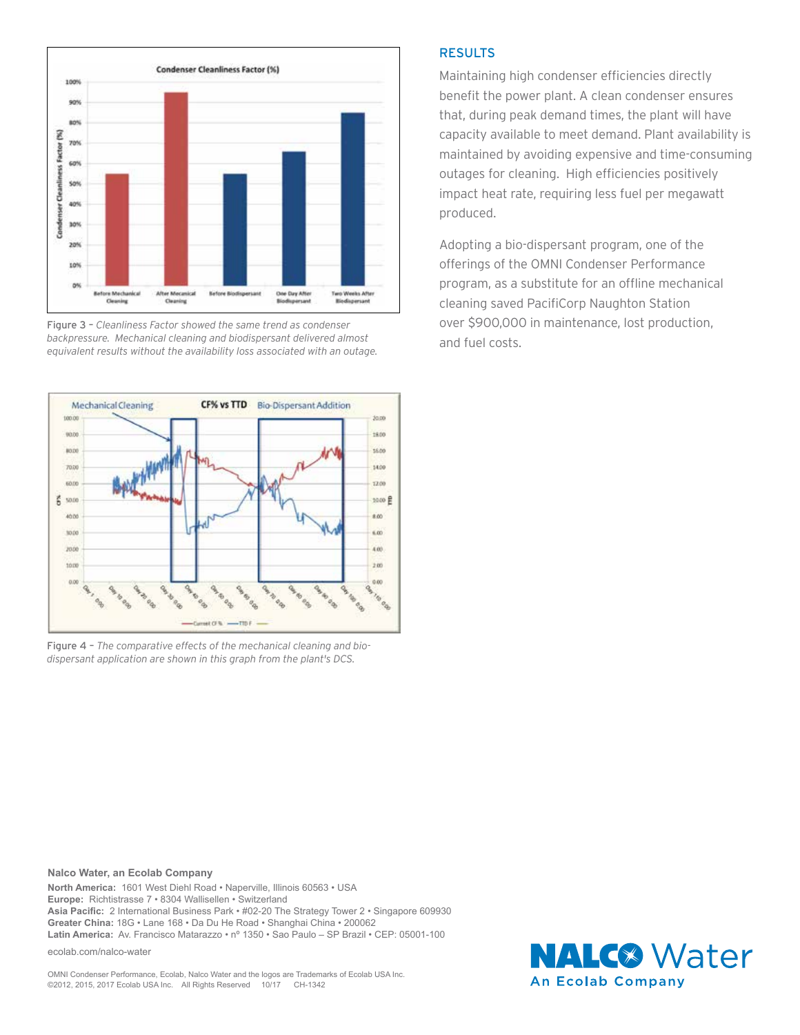Condenser Cleanliness Factor (%)

Condenser Cleanliness Factor (%)

100%
90%
80%
70%
60%
50%
40%
30%
20%
10%
0%

Before Mechanical Cleaning
After Mecanical Cleaning
Before Biodispersant
One Day After Biodispersant
Two Weeks After Biodispersant

Figure 3 – *Cleanliness Factor showed the same trend as condenser backpressure. Mechanical cleaning and biodispersant delivered almost equivalent results without the availability loss associated with an outage.*

Mechanical Cleaning

CF% vs TTD

Bio-Dispersant Addition

CF%

TTD

100.00
90.00
80.00
70.00
60.00
50.00
40.00
30.00
20.00
10.00
0.00

20.00
18.00
16.00
14.00
12.00
10.00
8.00
6.00
4.00
2.00
0.00

Day 1 0:00
Day 10 0:00
Day 20 0:00
Day 30 0:00
Day 40 0:00
Day 50 0:00
Day 60 0:00
Day 70 0:00
Day 80 0:00
Day 90 0:00
Day 100 0:00
Day 110 0:00

Current CF %
TTD F

Figure 4 – *The comparative effects of the mechanical cleaning and bio-dispersant application are shown in this graph from the plant's DCS.*

## RESULTS

Maintaining high condenser efficiencies directly benefit the power plant. A clean condenser ensures that, during peak demand times, the plant will have capacity available to meet demand. Plant availability is maintained by avoiding expensive and time-consuming outages for cleaning. High efficiencies positively impact heat rate, requiring less fuel per megawatt produced.

Adopting a bio-dispersant program, one of the offerings of the OMNI Condenser Performance program, as a substitute for an offline mechanical cleaning saved PacifiCorp Naughton Station over $900,000 in maintenance, lost production, and fuel costs.

**Nalco Water, an Ecolab Company**

**North America:** 1601 West Diehl Road • Naperville, Illinois 60563 • USA
**Europe:** Richtistrasse 7 • 8304 Wallisellen • Switzerland
**Asia Pacific:** 2 International Business Park • #02-20 The Strategy Tower 2 • Singapore 609930
**Greater China:** 18G • Lane 168 • Da Du He Road • Shanghai China • 200062
**Latin America:** Av. Francisco Matarazzo • nº 1350 • Sao Paulo – SP Brazil • CEP: 05001-100

ecolab.com/nalco-water

OMNI Condenser Performance, Ecolab, Nalco Water and the logos are Trademarks of Ecolab USA Inc.
©2012, 2015, 2017 Ecolab USA Inc. All Rights Reserved 10/17 CH-1342

NALCO Water
An Ecolab Company